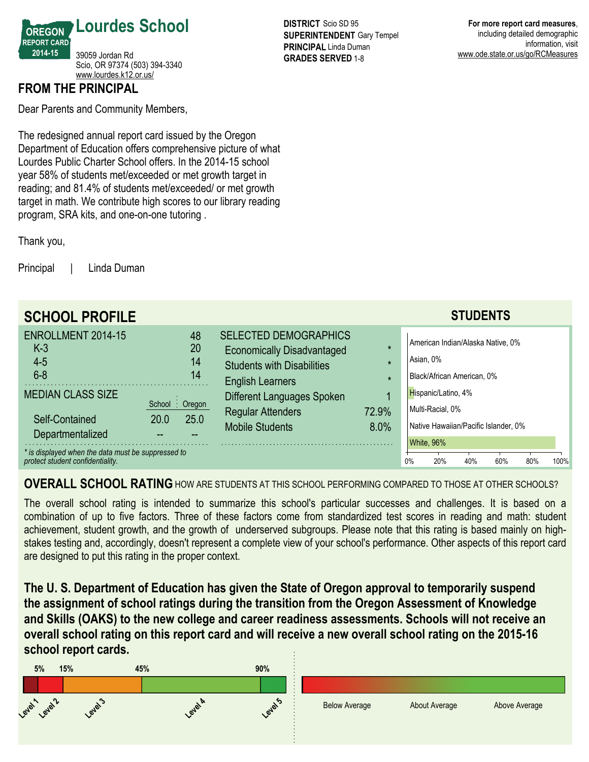# Lourdes School

OREGON REPORT CARD 2014-15

39059 Jordan Rd
Scio, OR 97374 (503) 394-3340
www.lourdes.k12.or.us/

**DISTRICT** Scio SD 95
**SUPERINTENDENT** Gary Tempel
**PRINCIPAL** Linda Duman
**GRADES SERVED** 1-8

**For more report card measures**, including detailed demographic information, visit www.ode.state.or.us/go/RCMeasures

## FROM THE PRINCIPAL

Dear Parents and Community Members,

The redesigned annual report card issued by the Oregon Department of Education offers comprehensive picture of what Lourdes Public Charter School offers. In the 2014-15 school year 58% of students met/exceeded or met growth target in reading; and 81.4% of students met/exceeded/ or met growth target in math. We contribute high scores to our library reading program, SRA kits, and one-on-one tutoring .

Thank you,

Principal | Linda Duman

## SCHOOL PROFILE

| ENROLLMENT 2014-15 | 48 |
|---|---|
| K-3 | 20 |
| 4-5 | 14 |
| 6-8 | 14 |

| MEDIAN CLASS SIZE | School | Oregon |
|---|---|---|
| Self-Contained | 20.0 | 25.0 |
| Departmentalized | -- | -- |

*\* is displayed when the data must be suppressed to protect student confidentiality.*

| SELECTED DEMOGRAPHICS | |
|---|---|
| Economically Disadvantaged | * |
| Students with Disabilities | * |
| English Learners | * |
| Different Languages Spoken | 1 |
| Regular Attenders | 72.9% |
| Mobile Students | 8.0% |

### STUDENTS

| Race/Ethnicity | Percent |
|---|---|
| American Indian/Alaska Native | 0% |
| Asian | 0% |
| Black/African American | 0% |
| Hispanic/Latino | 4% |
| Multi-Racial | 0% |
| Native Hawaiian/Pacific Islander | 0% |
| White | 96% |

## OVERALL SCHOOL RATING

HOW ARE STUDENTS AT THIS SCHOOL PERFORMING COMPARED TO THOSE AT OTHER SCHOOLS?

The overall school rating is intended to summarize this school's particular successes and challenges. It is based on a combination of up to five factors. Three of these factors come from standardized test scores in reading and math: student achievement, student growth, and the growth of underserved subgroups. Please note that this rating is based mainly on high-stakes testing and, accordingly, doesn't represent a complete view of your school's performance. Other aspects of this report card are designed to put this rating in the proper context.

**The U. S. Department of Education has given the State of Oregon approval to temporarily suspend the assignment of school ratings during the transition from the Oregon Assessment of Knowledge and Skills (OAKS) to the new college and career readiness assessments. Schools will not receive an overall school rating on this report card and will receive a new overall school rating on the 2015-16 school report cards.**

5% 15% 45% 90%

Level 1, Level 2, Level 3, Level 4, Level 5

Below Average, About Average, Above Average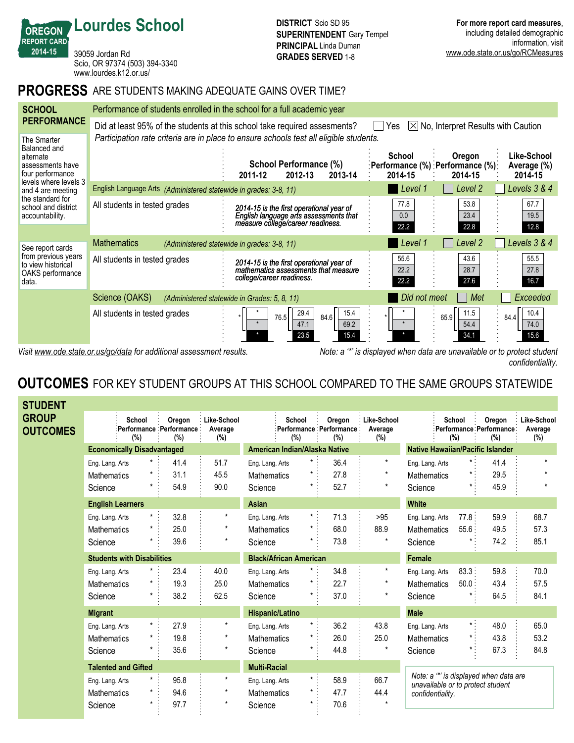# Lourdes School

OREGON REPORT CARD 2014-15

39059 Jordan Rd
Scio, OR 97374 (503) 394-3340
www.lourdes.k12.or.us/

**DISTRICT** Scio SD 95
**SUPERINTENDENT** Gary Tempel
**PRINCIPAL** Linda Duman
**GRADES SERVED** 1-8

**For more report card measures**, including detailed demographic information, visit www.ode.state.or.us/go/RCMeasures

## PROGRESS ARE STUDENTS MAKING ADEQUATE GAINS OVER TIME?

### SCHOOL PERFORMANCE

Performance of students enrolled in the school for a full academic year

Did at least 95% of the students at this school take required assesments? ☐ Yes ☒ No, Interpret Results with Caution

*Participation rate criteria are in place to ensure schools test all eligible students.*

The Smarter Balanced and alternate assessments have four performance levels where levels 3 and 4 are meeting the standard for school and district accountability.

See report cards from previous years to view historical OAKS performance data.

| | School Performance (%) 2011-12 | 2012-13 | 2013-14 | School Performance (%) 2014-15 | Oregon Performance (%) 2014-15 | Like-School Average (%) 2014-15 |
|---|---|---|---|---|---|---|
| **English Language Arts** *(Administered statewide in grades: 3-8, 11)* | | | | Level 1 | Level 2 | Levels 3 & 4 |
| All students in tested grades | *2014-15 is the first operational year of English language arts assessments that measure college/career readiness.* | | | 77.8 / 0.0 / 22.2 | 53.8 / 23.4 / 22.8 | 67.7 / 19.5 / 12.8 |
| **Mathematics** *(Administered statewide in grades: 3-8, 11)* | | | | Level 1 | Level 2 | Levels 3 & 4 |
| All students in tested grades | *2014-15 is the first operational year of mathematics assessments that measure college/career readiness.* | | | 55.6 / 22.2 / 22.2 | 43.6 / 28.7 / 27.6 | 55.5 / 27.8 / 16.7 |
| **Science (OAKS)** *(Administered statewide in Grades: 5, 8, 11)* | | | | Did not meet | Met | Exceeded |
| All students in tested grades | * (* / * / *) | 76.5 (29.4 / 47.1 / 23.5) | 84.6 (15.4 / 69.2 / 15.4) | * (* / * / *) | 65.9 (11.5 / 54.4 / 34.1) | 84.4 (10.4 / 74.0 / 15.6) |

*Visit www.ode.state.or.us/go/data for additional assessment results.*

*Note: a '*' is displayed when data are unavailable or to protect student confidentiality.*

## OUTCOMES FOR KEY STUDENT GROUPS AT THIS SCHOOL COMPARED TO THE SAME GROUPS STATEWIDE

### STUDENT GROUP OUTCOMES

| | School Performance (%) | Oregon Performance (%) | Like-School Average (%) |
|---|---|---|---|
| **Economically Disadvantaged** | | | |
| Eng. Lang. Arts | * | 41.4 | 51.7 |
| Mathematics | * | 31.1 | 45.5 |
| Science | * | 54.9 | 90.0 |
| **English Learners** | | | |
| Eng. Lang. Arts | * | 32.8 | * |
| Mathematics | * | 25.0 | * |
| Science | * | 39.6 | * |
| **Students with Disabilities** | | | |
| Eng. Lang. Arts | * | 23.4 | 40.0 |
| Mathematics | * | 19.3 | 25.0 |
| Science | * | 38.2 | 62.5 |
| **Migrant** | | | |
| Eng. Lang. Arts | * | 27.9 | * |
| Mathematics | * | 19.8 | * |
| Science | * | 35.6 | * |
| **Talented and Gifted** | | | |
| Eng. Lang. Arts | * | 95.8 | * |
| Mathematics | * | 94.6 | * |
| Science | * | 97.7 | * |
| **American Indian/Alaska Native** | | | |
| Eng. Lang. Arts | * | 36.4 | * |
| Mathematics | * | 27.8 | * |
| Science | * | 52.7 | * |
| **Asian** | | | |
| Eng. Lang. Arts | * | 71.3 | >95 |
| Mathematics | * | 68.0 | 88.9 |
| Science | * | 73.8 | * |
| **Black/African American** | | | |
| Eng. Lang. Arts | * | 34.8 | * |
| Mathematics | * | 22.7 | * |
| Science | * | 37.0 | * |
| **Hispanic/Latino** | | | |
| Eng. Lang. Arts | * | 36.2 | 43.8 |
| Mathematics | * | 26.0 | 25.0 |
| Science | * | 44.8 | * |
| **Multi-Racial** | | | |
| Eng. Lang. Arts | * | 58.9 | 66.7 |
| Mathematics | * | 47.7 | 44.4 |
| Science | * | 70.6 | * |
| **Native Hawaiian/Pacific Islander** | | | |
| Eng. Lang. Arts | * | 41.4 | * |
| Mathematics | * | 29.5 | * |
| Science | * | 45.9 | * |
| **White** | | | |
| Eng. Lang. Arts | 77.8 | 59.9 | 68.7 |
| Mathematics | 55.6 | 49.5 | 57.3 |
| Science | * | 74.2 | 85.1 |
| **Female** | | | |
| Eng. Lang. Arts | 83.3 | 59.8 | 70.0 |
| Mathematics | 50.0 | 43.4 | 57.5 |
| Science | * | 64.5 | 84.1 |
| **Male** | | | |
| Eng. Lang. Arts | * | 48.0 | 65.0 |
| Mathematics | * | 43.8 | 53.2 |
| Science | * | 67.3 | 84.8 |

*Note: a '*' is displayed when data are unavailable or to protect student confidentiality.*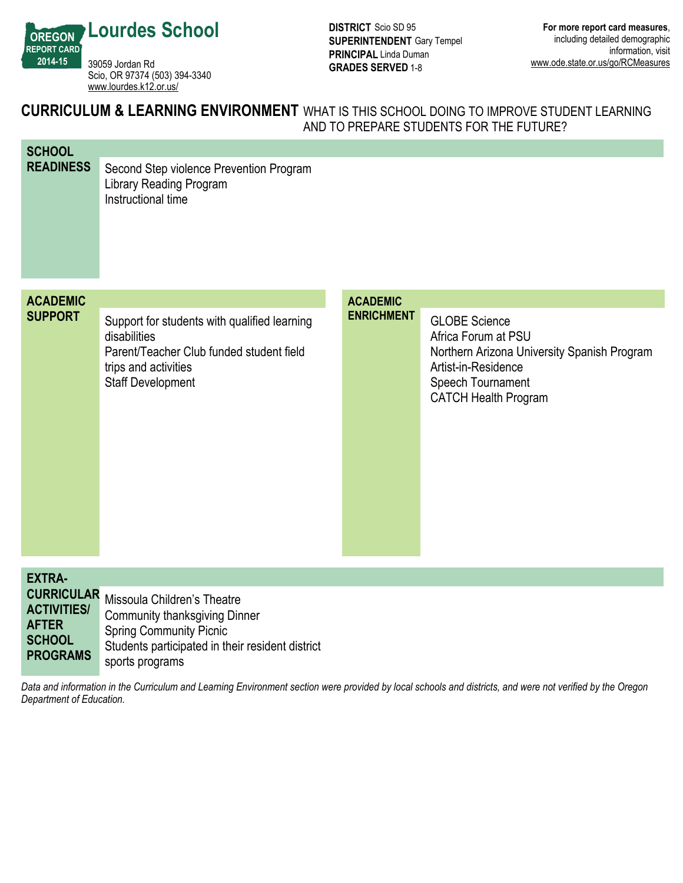**OREGON REPORT CARD 2014-15**

# Lourdes School

39059 Jordan Rd
Scio, OR 97374 (503) 394-3340
www.lourdes.k12.or.us/

**DISTRICT** Scio SD 95
**SUPERINTENDENT** Gary Tempel
**PRINCIPAL** Linda Duman
**GRADES SERVED** 1-8

**For more report card measures**, including detailed demographic information, visit www.ode.state.or.us/go/RCMeasures

## CURRICULUM & LEARNING ENVIRONMENT WHAT IS THIS SCHOOL DOING TO IMPROVE STUDENT LEARNING AND TO PREPARE STUDENTS FOR THE FUTURE?

### SCHOOL READINESS

Second Step violence Prevention Program
Library Reading Program
Instructional time

### ACADEMIC SUPPORT

Support for students with qualified learning disabilities
Parent/Teacher Club funded student field trips and activities
Staff Development

### ACADEMIC ENRICHMENT

GLOBE Science
Africa Forum at PSU
Northern Arizona University Spanish Program
Artist-in-Residence
Speech Tournament
CATCH Health Program

### EXTRA-CURRICULAR ACTIVITIES/ AFTER SCHOOL PROGRAMS

Missoula Children's Theatre
Community thanksgiving Dinner
Spring Community Picnic
Students participated in their resident district sports programs

*Data and information in the Curriculum and Learning Environment section were provided by local schools and districts, and were not verified by the Oregon Department of Education.*